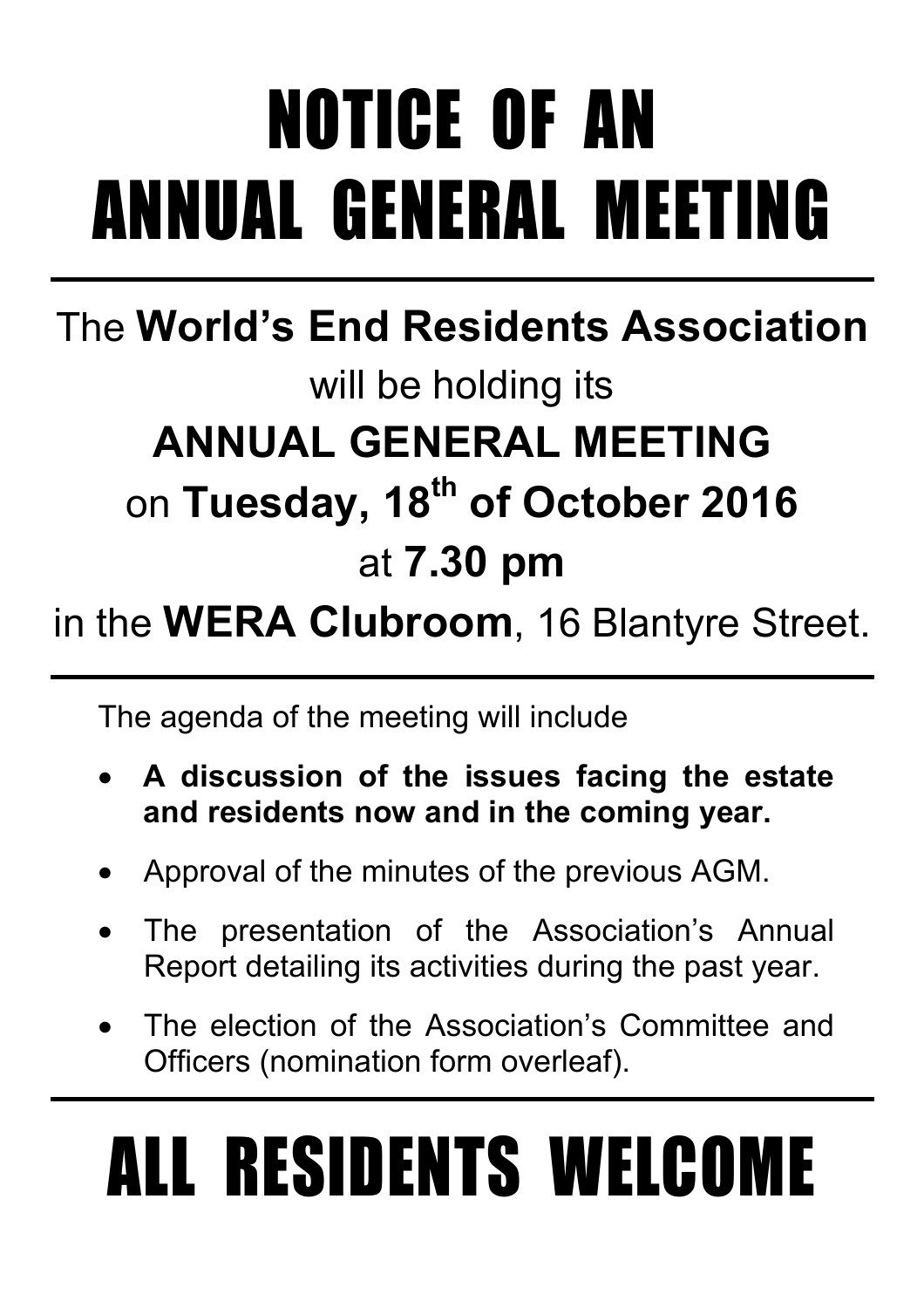# NOTICE OF AN ANNUAL GENERAL MEETING

---

The **World's End Residents Association**

will be holding its

**ANNUAL GENERAL MEETING**

on **Tuesday, 18th of October 2016**

at **7.30 pm**

in the **WERA Clubroom**, 16 Blantyre Street.

---

The agenda of the meeting will include

- **A discussion of the issues facing the estate and residents now and in the coming year.**
- Approval of the minutes of the previous AGM.
- The presentation of the Association's Annual Report detailing its activities during the past year.
- The election of the Association's Committee and Officers (nomination form overleaf).

---

# ALL RESIDENTS WELCOME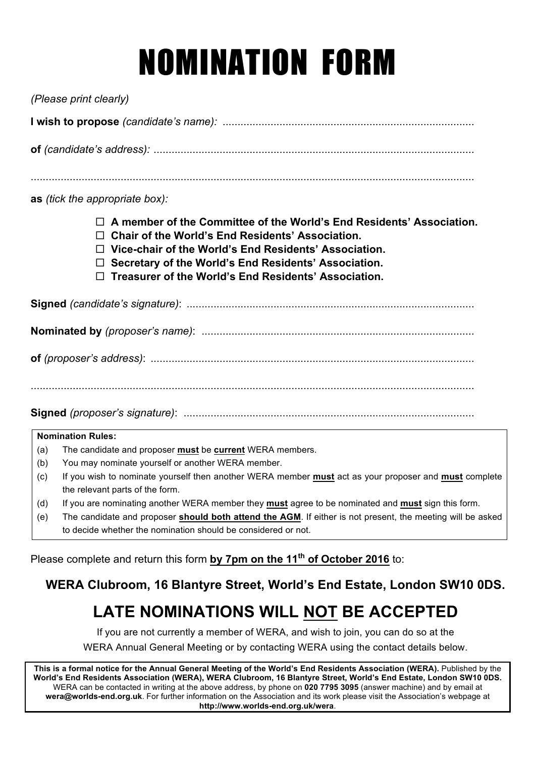# NOMINATION FORM

*(Please print clearly)*

**I wish to propose** *(candidate's name):* ....................................................................................

**of** *(candidate's address):* ..........................................................................................................

....................................................................................................................................................

**as** *(tick the appropriate box):*

- ☐ **A member of the Committee of the World's End Residents' Association.**
- ☐ **Chair of the World's End Residents' Association.**
- ☐ **Vice-chair of the World's End Residents' Association.**
- ☐ **Secretary of the World's End Residents' Association.**
- ☐ **Treasurer of the World's End Residents' Association.**

**Signed** *(candidate's signature)*: ...............................................................................................

**Nominated by** *(proposer's name)*: ..........................................................................................

**of** *(proposer's address)*: ...........................................................................................................

....................................................................................................................................................

**Signed** *(proposer's signature)*: ................................................................................................

**Nomination Rules:**

(a) The candidate and proposer **must** be **current** WERA members.

(b) You may nominate yourself or another WERA member.

(c) If you wish to nominate yourself then another WERA member **must** act as your proposer and **must** complete the relevant parts of the form.

(d) If you are nominating another WERA member they **must** agree to be nominated and **must** sign this form.

(e) The candidate and proposer **should both attend the AGM**. If either is not present, the meeting will be asked to decide whether the nomination should be considered or not.

Please complete and return this form **by 7pm on the 11th of October 2016** to:

**WERA Clubroom, 16 Blantyre Street, World's End Estate, London SW10 0DS.**

## LATE NOMINATIONS WILL NOT BE ACCEPTED

If you are not currently a member of WERA, and wish to join, you can do so at the WERA Annual General Meeting or by contacting WERA using the contact details below.

**This is a formal notice for the Annual General Meeting of the World's End Residents Association (WERA).** Published by the **World's End Residents Association (WERA), WERA Clubroom, 16 Blantyre Street, World's End Estate, London SW10 0DS.** WERA can be contacted in writing at the above address, by phone on **020 7795 3095** (answer machine) and by email at **wera@worlds-end.org.uk**. For further information on the Association and its work please visit the Association's webpage at **http://www.worlds-end.org.uk/wera**.